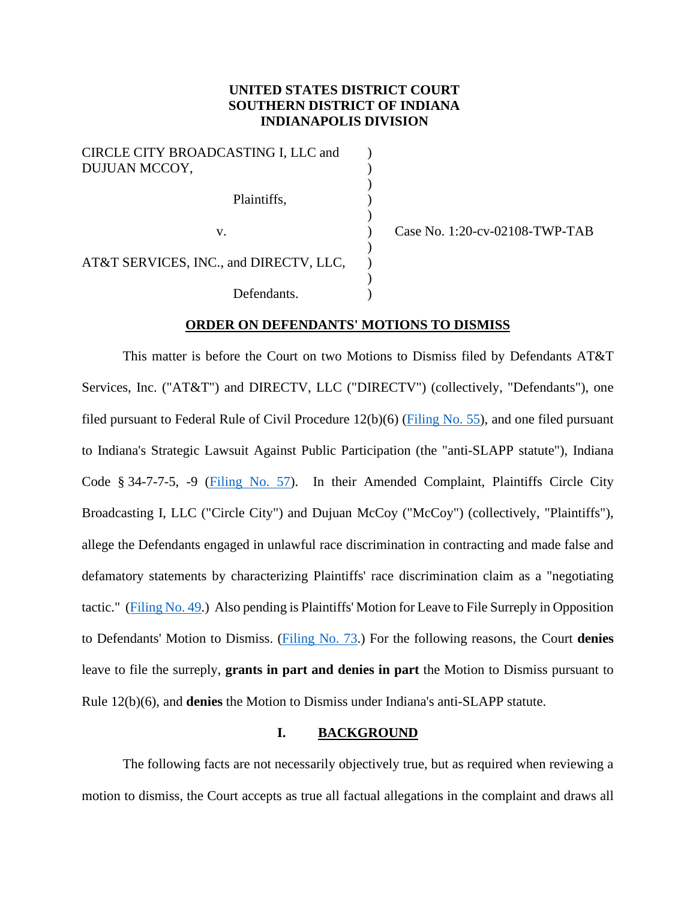**UNITED STATES DISTRICT COURT**
**SOUTHERN DISTRICT OF INDIANA**
**INDIANAPOLIS DIVISION**

| | | |
|---|---|---|
| CIRCLE CITY BROADCASTING I, LLC and DUJUAN MCCOY, | ) | |
| Plaintiffs, | ) | |
| v. | ) | Case No. 1:20-cv-02108-TWP-TAB |
| AT&T SERVICES, INC., and DIRECTV, LLC, | ) | |
| Defendants. | ) | |

**ORDER ON DEFENDANTS' MOTIONS TO DISMISS**

This matter is before the Court on two Motions to Dismiss filed by Defendants AT&T Services, Inc. ("AT&T") and DIRECTV, LLC ("DIRECTV") (collectively, "Defendants"), one filed pursuant to Federal Rule of Civil Procedure 12(b)(6) (Filing No. 55), and one filed pursuant to Indiana's Strategic Lawsuit Against Public Participation (the "anti-SLAPP statute"), Indiana Code § 34-7-7-5, -9 (Filing No. 57). In their Amended Complaint, Plaintiffs Circle City Broadcasting I, LLC ("Circle City") and Dujuan McCoy ("McCoy") (collectively, "Plaintiffs"), allege the Defendants engaged in unlawful race discrimination in contracting and made false and defamatory statements by characterizing Plaintiffs' race discrimination claim as a "negotiating tactic." (Filing No. 49.) Also pending is Plaintiffs' Motion for Leave to File Surreply in Opposition to Defendants' Motion to Dismiss. (Filing No. 73.) For the following reasons, the Court **denies** leave to file the surreply, **grants in part and denies in part** the Motion to Dismiss pursuant to Rule 12(b)(6), and **denies** the Motion to Dismiss under Indiana's anti-SLAPP statute.

## I. BACKGROUND

The following facts are not necessarily objectively true, but as required when reviewing a motion to dismiss, the Court accepts as true all factual allegations in the complaint and draws all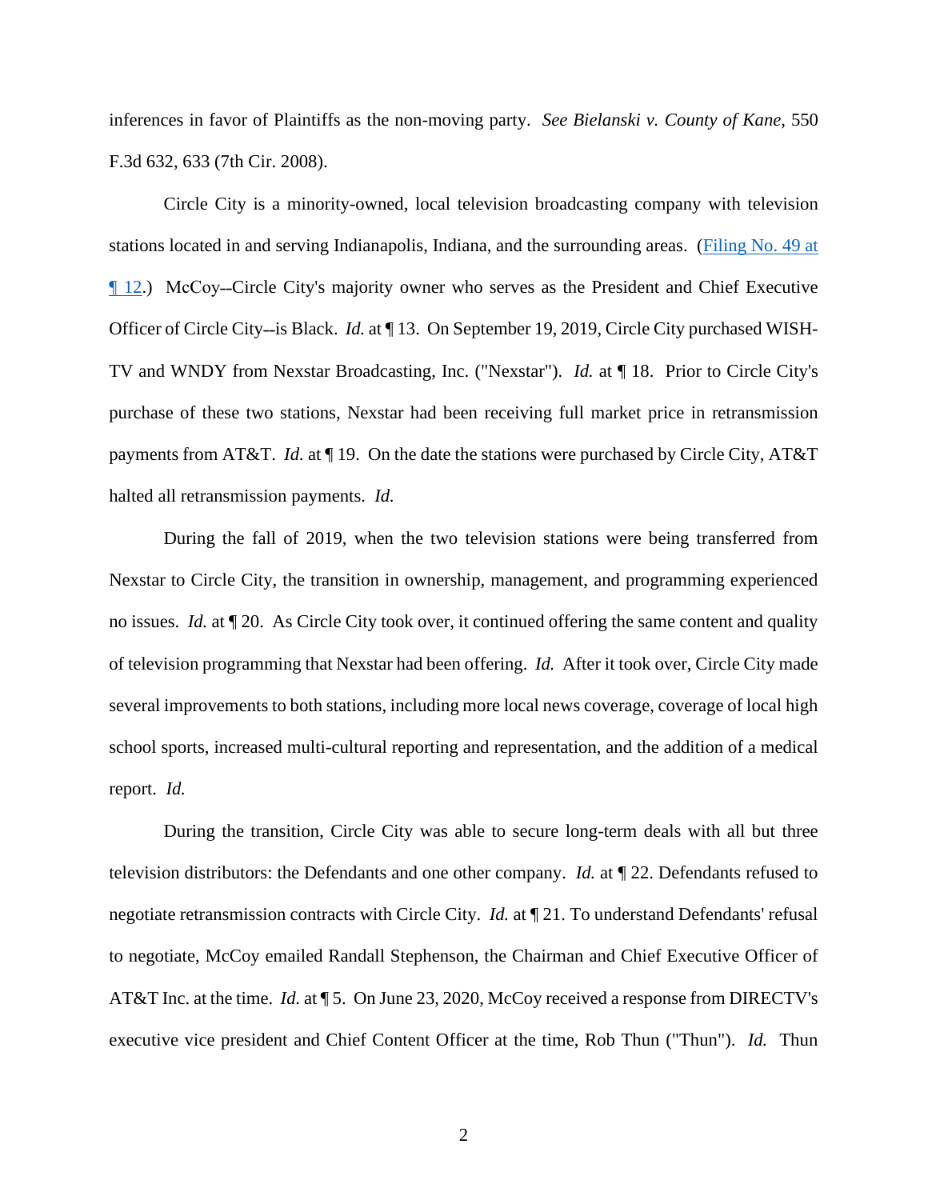inferences in favor of Plaintiffs as the non-moving party. *See Bielanski v. County of Kane*, 550 F.3d 632, 633 (7th Cir. 2008).

Circle City is a minority-owned, local television broadcasting company with television stations located in and serving Indianapolis, Indiana, and the surrounding areas. (Filing No. 49 at ¶ 12.) McCoy--Circle City's majority owner who serves as the President and Chief Executive Officer of Circle City--is Black. *Id.* at ¶ 13. On September 19, 2019, Circle City purchased WISH-TV and WNDY from Nexstar Broadcasting, Inc. ("Nexstar"). *Id.* at ¶ 18. Prior to Circle City's purchase of these two stations, Nexstar had been receiving full market price in retransmission payments from AT&T. *Id.* at ¶ 19. On the date the stations were purchased by Circle City, AT&T halted all retransmission payments. *Id.*

During the fall of 2019, when the two television stations were being transferred from Nexstar to Circle City, the transition in ownership, management, and programming experienced no issues. *Id.* at ¶ 20. As Circle City took over, it continued offering the same content and quality of television programming that Nexstar had been offering. *Id.* After it took over, Circle City made several improvements to both stations, including more local news coverage, coverage of local high school sports, increased multi-cultural reporting and representation, and the addition of a medical report. *Id.*

During the transition, Circle City was able to secure long-term deals with all but three television distributors: the Defendants and one other company. *Id.* at ¶ 22. Defendants refused to negotiate retransmission contracts with Circle City. *Id.* at ¶ 21. To understand Defendants' refusal to negotiate, McCoy emailed Randall Stephenson, the Chairman and Chief Executive Officer of AT&T Inc. at the time. *Id.* at ¶ 5. On June 23, 2020, McCoy received a response from DIRECTV's executive vice president and Chief Content Officer at the time, Rob Thun ("Thun"). *Id.* Thun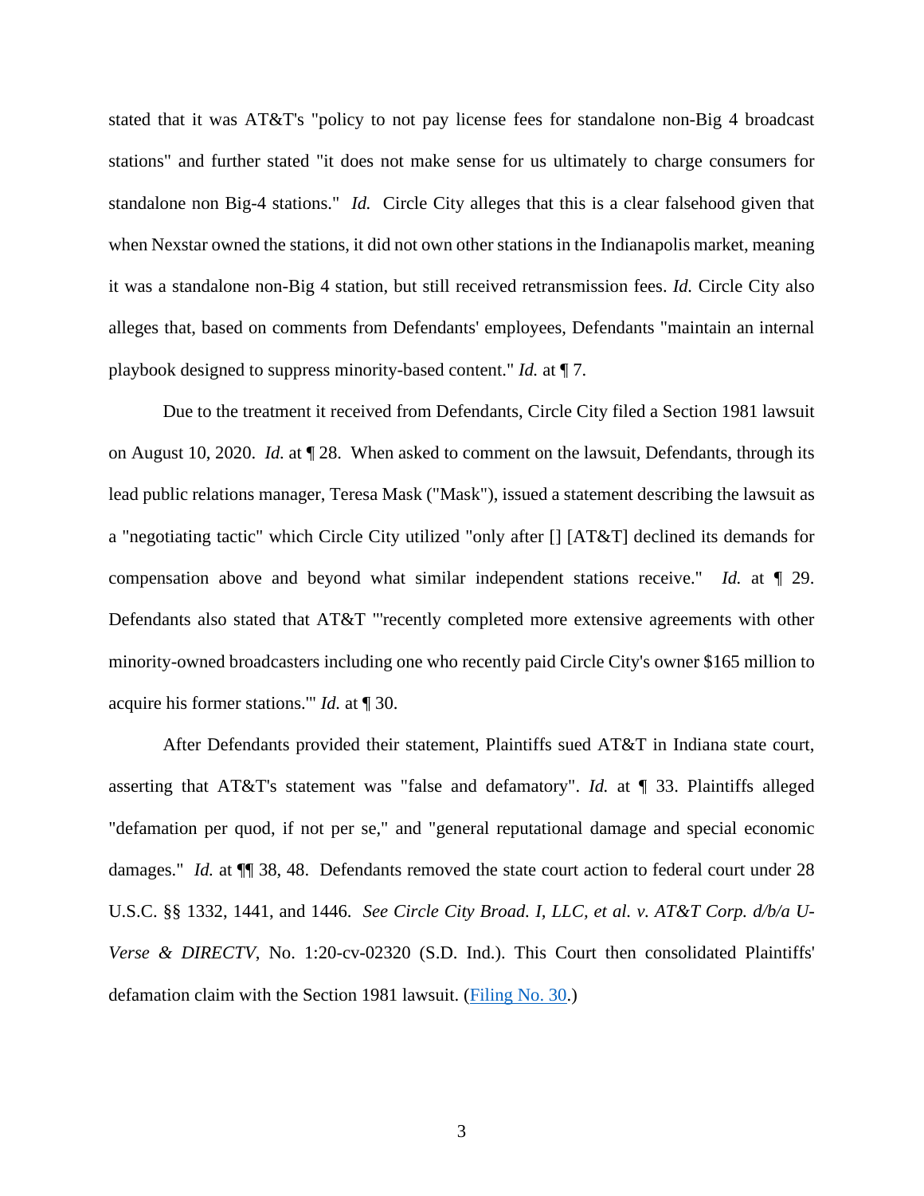stated that it was AT&T's "policy to not pay license fees for standalone non-Big 4 broadcast stations" and further stated "it does not make sense for us ultimately to charge consumers for standalone non Big-4 stations." *Id.* Circle City alleges that this is a clear falsehood given that when Nexstar owned the stations, it did not own other stations in the Indianapolis market, meaning it was a standalone non-Big 4 station, but still received retransmission fees. *Id.* Circle City also alleges that, based on comments from Defendants' employees, Defendants "maintain an internal playbook designed to suppress minority-based content." *Id.* at ¶ 7.

Due to the treatment it received from Defendants, Circle City filed a Section 1981 lawsuit on August 10, 2020. *Id.* at ¶ 28. When asked to comment on the lawsuit, Defendants, through its lead public relations manager, Teresa Mask ("Mask"), issued a statement describing the lawsuit as a "negotiating tactic" which Circle City utilized "only after [] [AT&T] declined its demands for compensation above and beyond what similar independent stations receive." *Id.* at ¶ 29. Defendants also stated that AT&T "'recently completed more extensive agreements with other minority-owned broadcasters including one who recently paid Circle City's owner $165 million to acquire his former stations.'" *Id.* at ¶ 30.

After Defendants provided their statement, Plaintiffs sued AT&T in Indiana state court, asserting that AT&T's statement was "false and defamatory". *Id.* at ¶ 33. Plaintiffs alleged "defamation per quod, if not per se," and "general reputational damage and special economic damages." *Id.* at ¶¶ 38, 48. Defendants removed the state court action to federal court under 28 U.S.C. §§ 1332, 1441, and 1446. *See Circle City Broad. I, LLC, et al. v. AT&T Corp. d/b/a U-Verse & DIRECTV*, No. 1:20-cv-02320 (S.D. Ind.). This Court then consolidated Plaintiffs' defamation claim with the Section 1981 lawsuit. (Filing No. 30.)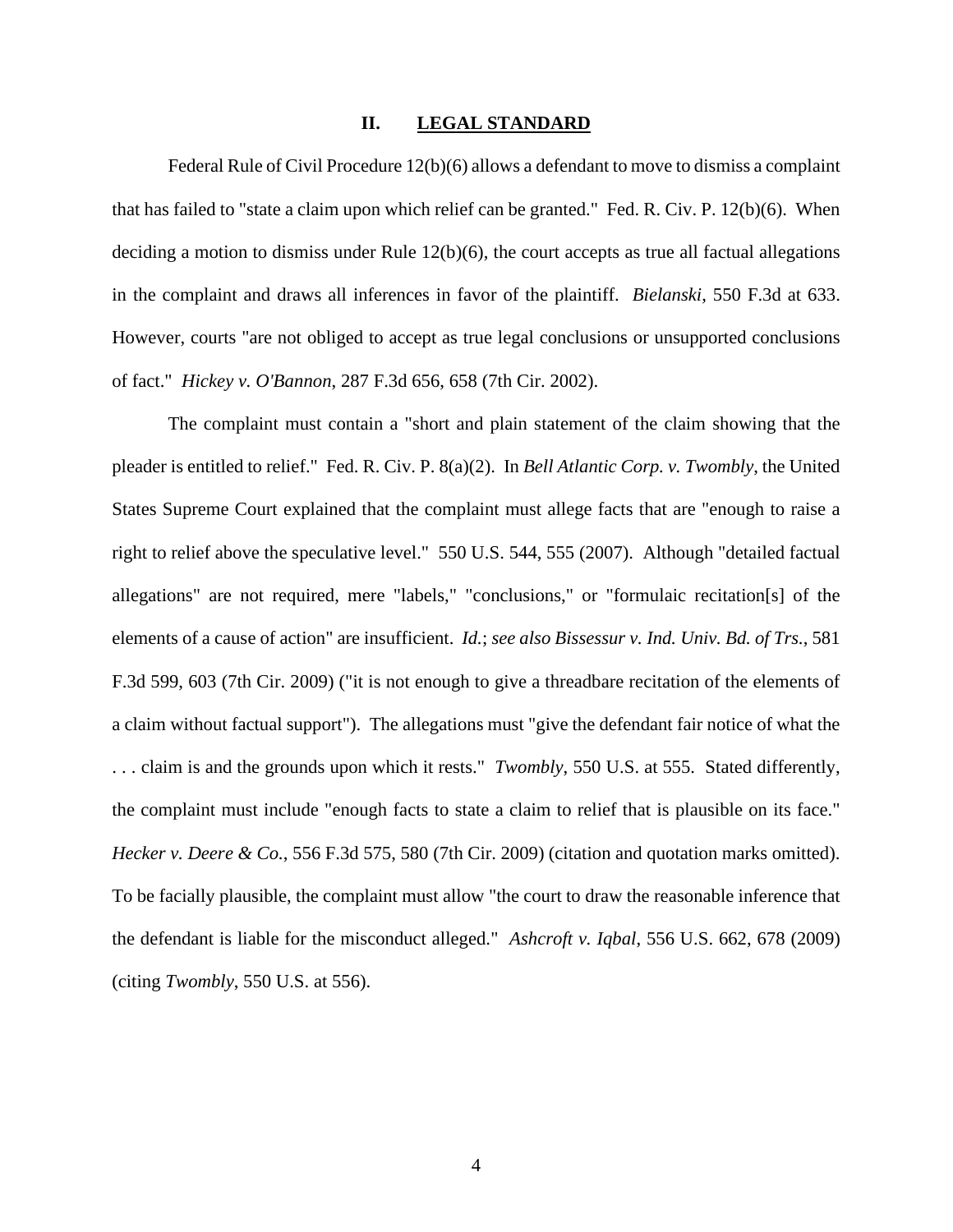## II. LEGAL STANDARD

Federal Rule of Civil Procedure 12(b)(6) allows a defendant to move to dismiss a complaint that has failed to "state a claim upon which relief can be granted." Fed. R. Civ. P. 12(b)(6). When deciding a motion to dismiss under Rule 12(b)(6), the court accepts as true all factual allegations in the complaint and draws all inferences in favor of the plaintiff. *Bielanski*, 550 F.3d at 633. However, courts "are not obliged to accept as true legal conclusions or unsupported conclusions of fact." *Hickey v. O'Bannon*, 287 F.3d 656, 658 (7th Cir. 2002).

The complaint must contain a "short and plain statement of the claim showing that the pleader is entitled to relief." Fed. R. Civ. P. 8(a)(2). In *Bell Atlantic Corp. v. Twombly*, the United States Supreme Court explained that the complaint must allege facts that are "enough to raise a right to relief above the speculative level." 550 U.S. 544, 555 (2007). Although "detailed factual allegations" are not required, mere "labels," "conclusions," or "formulaic recitation[s] of the elements of a cause of action" are insufficient. *Id.*; *see also Bissessur v. Ind. Univ. Bd. of Trs.*, 581 F.3d 599, 603 (7th Cir. 2009) ("it is not enough to give a threadbare recitation of the elements of a claim without factual support"). The allegations must "give the defendant fair notice of what the . . . claim is and the grounds upon which it rests." *Twombly*, 550 U.S. at 555. Stated differently, the complaint must include "enough facts to state a claim to relief that is plausible on its face." *Hecker v. Deere & Co.*, 556 F.3d 575, 580 (7th Cir. 2009) (citation and quotation marks omitted). To be facially plausible, the complaint must allow "the court to draw the reasonable inference that the defendant is liable for the misconduct alleged." *Ashcroft v. Iqbal*, 556 U.S. 662, 678 (2009) (citing *Twombly*, 550 U.S. at 556).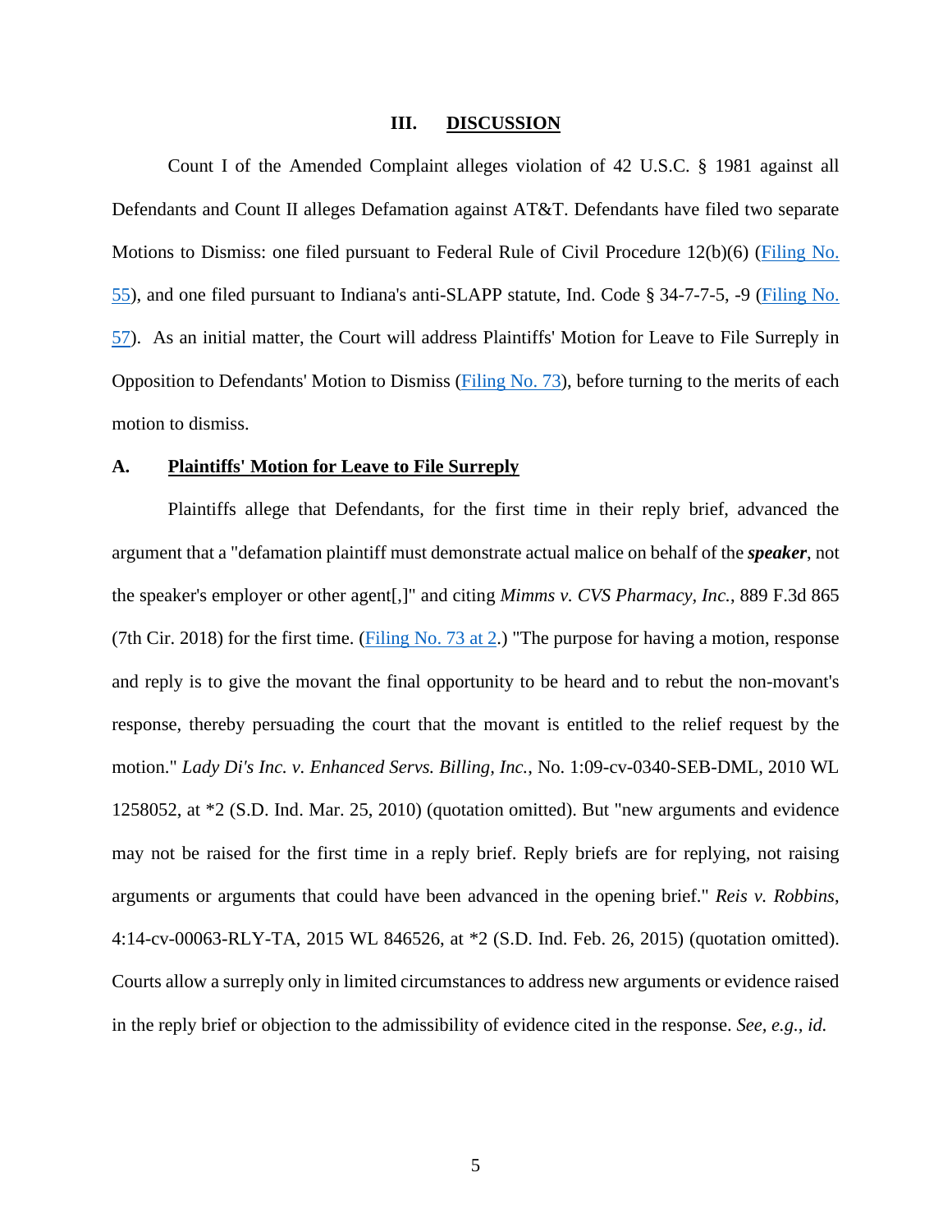## III. DISCUSSION

Count I of the Amended Complaint alleges violation of 42 U.S.C. § 1981 against all Defendants and Count II alleges Defamation against AT&T. Defendants have filed two separate Motions to Dismiss: one filed pursuant to Federal Rule of Civil Procedure 12(b)(6) (Filing No. 55), and one filed pursuant to Indiana's anti-SLAPP statute, Ind. Code § 34-7-7-5, -9 (Filing No. 57). As an initial matter, the Court will address Plaintiffs' Motion for Leave to File Surreply in Opposition to Defendants' Motion to Dismiss (Filing No. 73), before turning to the merits of each motion to dismiss.

### A. Plaintiffs' Motion for Leave to File Surreply

Plaintiffs allege that Defendants, for the first time in their reply brief, advanced the argument that a "defamation plaintiff must demonstrate actual malice on behalf of the ***speaker***, not the speaker's employer or other agent[,]" and citing *Mimms v. CVS Pharmacy, Inc.*, 889 F.3d 865 (7th Cir. 2018) for the first time. (Filing No. 73 at 2.) "The purpose for having a motion, response and reply is to give the movant the final opportunity to be heard and to rebut the non-movant's response, thereby persuading the court that the movant is entitled to the relief request by the motion." *Lady Di's Inc. v. Enhanced Servs. Billing, Inc.*, No. 1:09-cv-0340-SEB-DML, 2010 WL 1258052, at *2 (S.D. Ind. Mar. 25, 2010) (quotation omitted). But "new arguments and evidence may not be raised for the first time in a reply brief. Reply briefs are for replying, not raising arguments or arguments that could have been advanced in the opening brief." *Reis v. Robbins*, 4:14-cv-00063-RLY-TA, 2015 WL 846526, at *2 (S.D. Ind. Feb. 26, 2015) (quotation omitted). Courts allow a surreply only in limited circumstances to address new arguments or evidence raised in the reply brief or objection to the admissibility of evidence cited in the response. *See, e.g., id.*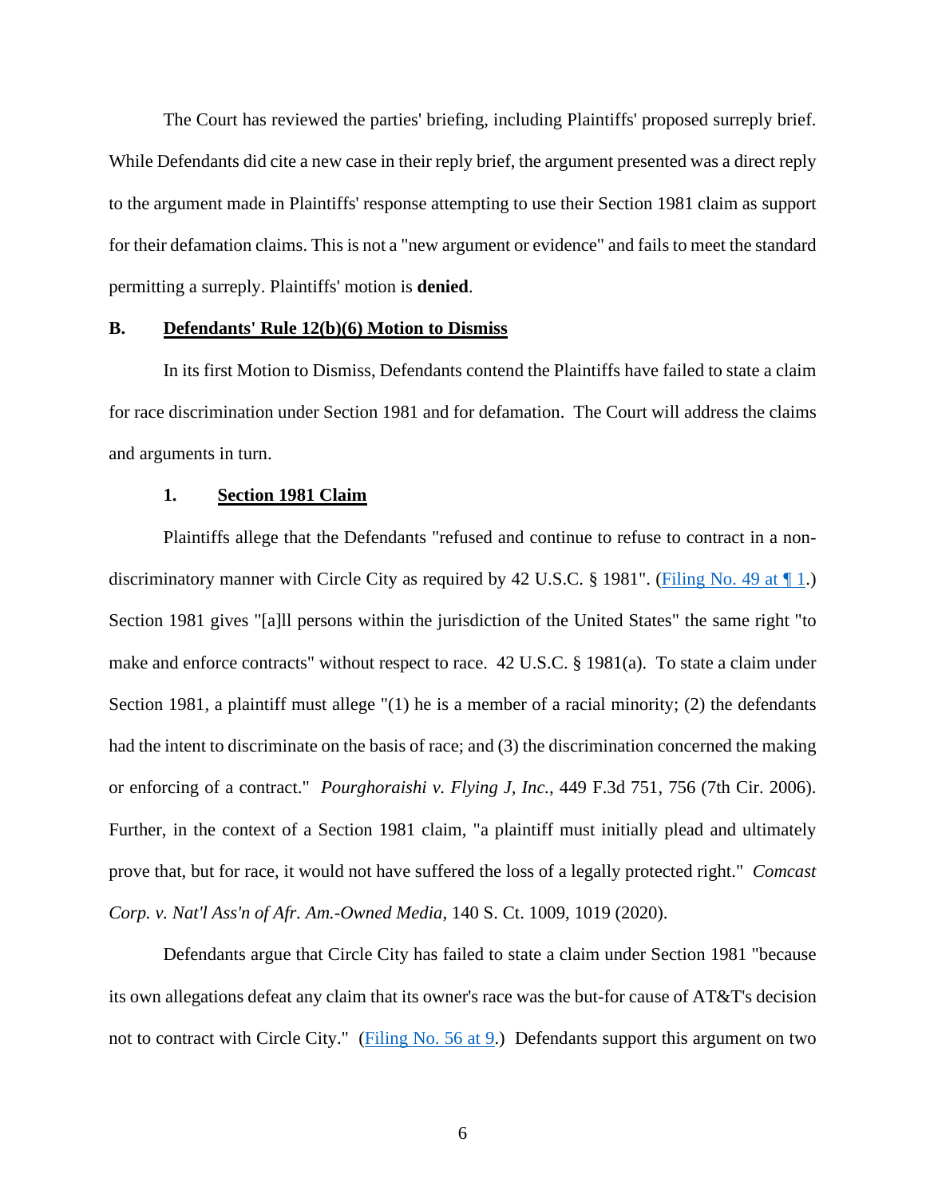The Court has reviewed the parties' briefing, including Plaintiffs' proposed surreply brief. While Defendants did cite a new case in their reply brief, the argument presented was a direct reply to the argument made in Plaintiffs' response attempting to use their Section 1981 claim as support for their defamation claims. This is not a "new argument or evidence" and fails to meet the standard permitting a surreply. Plaintiffs' motion is **denied**.

### B. <u>Defendants' Rule 12(b)(6) Motion to Dismiss</u>

In its first Motion to Dismiss, Defendants contend the Plaintiffs have failed to state a claim for race discrimination under Section 1981 and for defamation. The Court will address the claims and arguments in turn.

#### 1. <u>Section 1981 Claim</u>

Plaintiffs allege that the Defendants "refused and continue to refuse to contract in a non-discriminatory manner with Circle City as required by 42 U.S.C. § 1981". (Filing No. 49 at ¶ 1.) Section 1981 gives "[a]ll persons within the jurisdiction of the United States" the same right "to make and enforce contracts" without respect to race. 42 U.S.C. § 1981(a). To state a claim under Section 1981, a plaintiff must allege "(1) he is a member of a racial minority; (2) the defendants had the intent to discriminate on the basis of race; and (3) the discrimination concerned the making or enforcing of a contract." *Pourghoraishi v. Flying J, Inc.*, 449 F.3d 751, 756 (7th Cir. 2006). Further, in the context of a Section 1981 claim, "a plaintiff must initially plead and ultimately prove that, but for race, it would not have suffered the loss of a legally protected right." *Comcast Corp. v. Nat'l Ass'n of Afr. Am.-Owned Media*, 140 S. Ct. 1009, 1019 (2020).

Defendants argue that Circle City has failed to state a claim under Section 1981 "because its own allegations defeat any claim that its owner's race was the but-for cause of AT&T's decision not to contract with Circle City." (Filing No. 56 at 9.) Defendants support this argument on two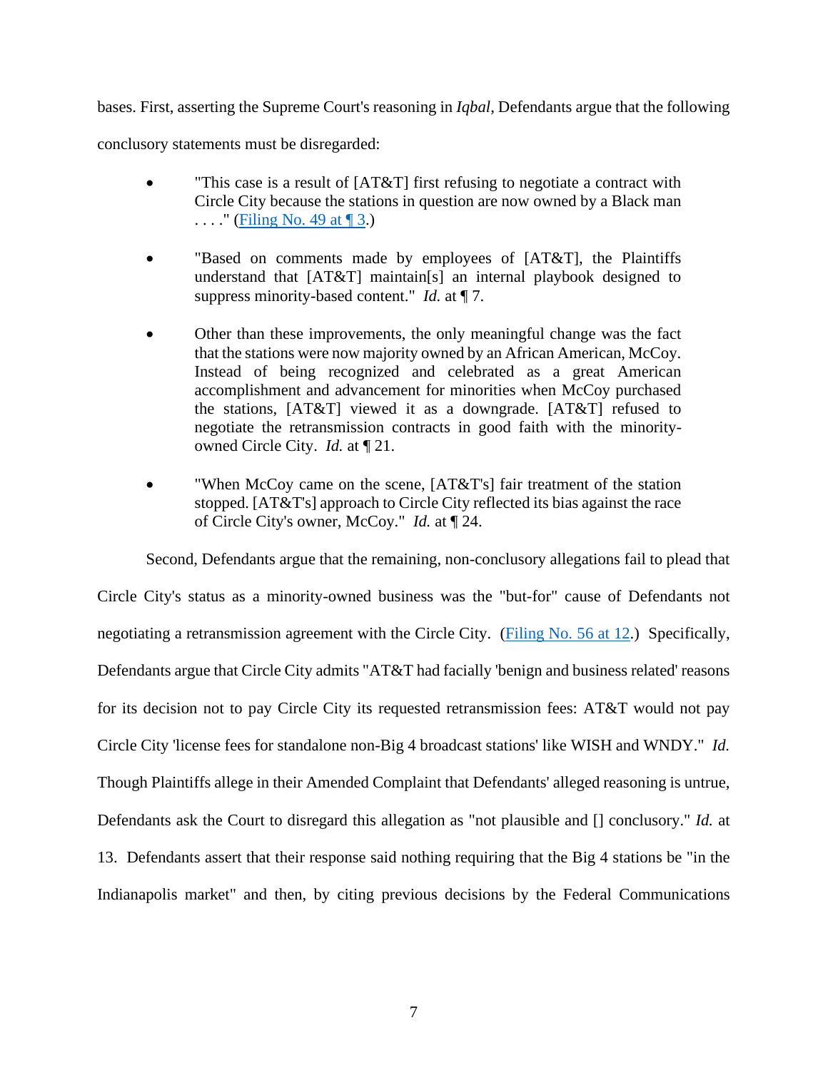bases. First, asserting the Supreme Court's reasoning in *Iqbal*, Defendants argue that the following conclusory statements must be disregarded:

- "This case is a result of [AT&T] first refusing to negotiate a contract with Circle City because the stations in question are now owned by a Black man . . . ." (Filing No. 49 at ¶ 3.)

- "Based on comments made by employees of [AT&T], the Plaintiffs understand that [AT&T] maintain[s] an internal playbook designed to suppress minority-based content." *Id.* at ¶ 7.

- Other than these improvements, the only meaningful change was the fact that the stations were now majority owned by an African American, McCoy. Instead of being recognized and celebrated as a great American accomplishment and advancement for minorities when McCoy purchased the stations, [AT&T] viewed it as a downgrade. [AT&T] refused to negotiate the retransmission contracts in good faith with the minority-owned Circle City. *Id.* at ¶ 21.

- "When McCoy came on the scene, [AT&T's] fair treatment of the station stopped. [AT&T's] approach to Circle City reflected its bias against the race of Circle City's owner, McCoy." *Id.* at ¶ 24.

Second, Defendants argue that the remaining, non-conclusory allegations fail to plead that Circle City's status as a minority-owned business was the "but-for" cause of Defendants not negotiating a retransmission agreement with the Circle City. (Filing No. 56 at 12.) Specifically, Defendants argue that Circle City admits "AT&T had facially 'benign and business related' reasons for its decision not to pay Circle City its requested retransmission fees: AT&T would not pay Circle City 'license fees for standalone non-Big 4 broadcast stations' like WISH and WNDY." *Id.* Though Plaintiffs allege in their Amended Complaint that Defendants' alleged reasoning is untrue, Defendants ask the Court to disregard this allegation as "not plausible and [] conclusory." *Id.* at 13. Defendants assert that their response said nothing requiring that the Big 4 stations be "in the Indianapolis market" and then, by citing previous decisions by the Federal Communications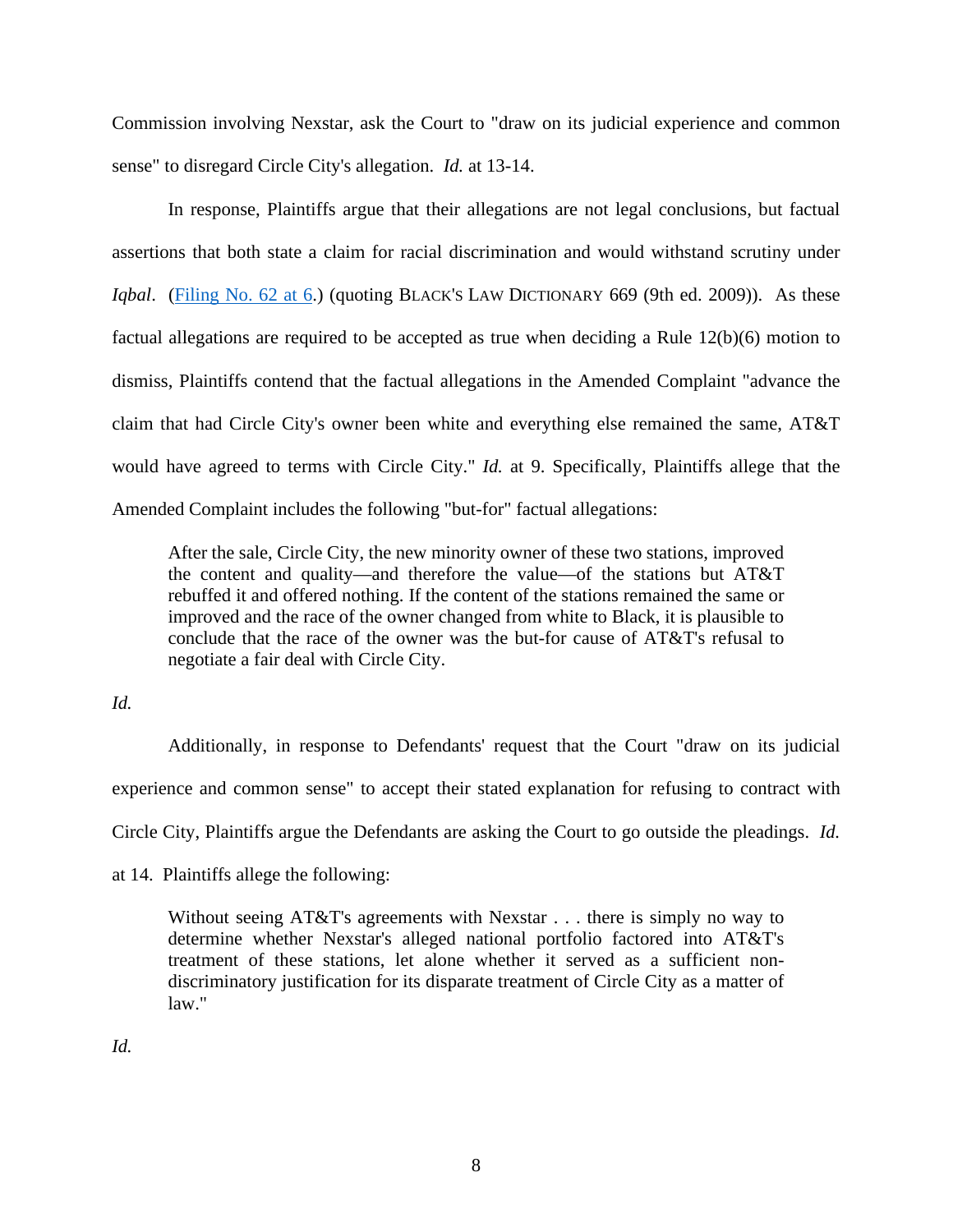Commission involving Nexstar, ask the Court to "draw on its judicial experience and common sense" to disregard Circle City's allegation. *Id.* at 13-14.

In response, Plaintiffs argue that their allegations are not legal conclusions, but factual assertions that both state a claim for racial discrimination and would withstand scrutiny under *Iqbal*. (Filing No. 62 at 6.) (quoting BLACK'S LAW DICTIONARY 669 (9th ed. 2009)). As these factual allegations are required to be accepted as true when deciding a Rule 12(b)(6) motion to dismiss, Plaintiffs contend that the factual allegations in the Amended Complaint "advance the claim that had Circle City's owner been white and everything else remained the same, AT&T would have agreed to terms with Circle City." *Id.* at 9. Specifically, Plaintiffs allege that the Amended Complaint includes the following "but-for" factual allegations:

> After the sale, Circle City, the new minority owner of these two stations, improved the content and quality—and therefore the value—of the stations but AT&T rebuffed it and offered nothing. If the content of the stations remained the same or improved and the race of the owner changed from white to Black, it is plausible to conclude that the race of the owner was the but-for cause of AT&T's refusal to negotiate a fair deal with Circle City.

*Id.*

Additionally, in response to Defendants' request that the Court "draw on its judicial experience and common sense" to accept their stated explanation for refusing to contract with Circle City, Plaintiffs argue the Defendants are asking the Court to go outside the pleadings. *Id.* at 14. Plaintiffs allege the following:

> Without seeing AT&T's agreements with Nexstar . . . there is simply no way to determine whether Nexstar's alleged national portfolio factored into AT&T's treatment of these stations, let alone whether it served as a sufficient non-discriminatory justification for its disparate treatment of Circle City as a matter of law."

*Id.*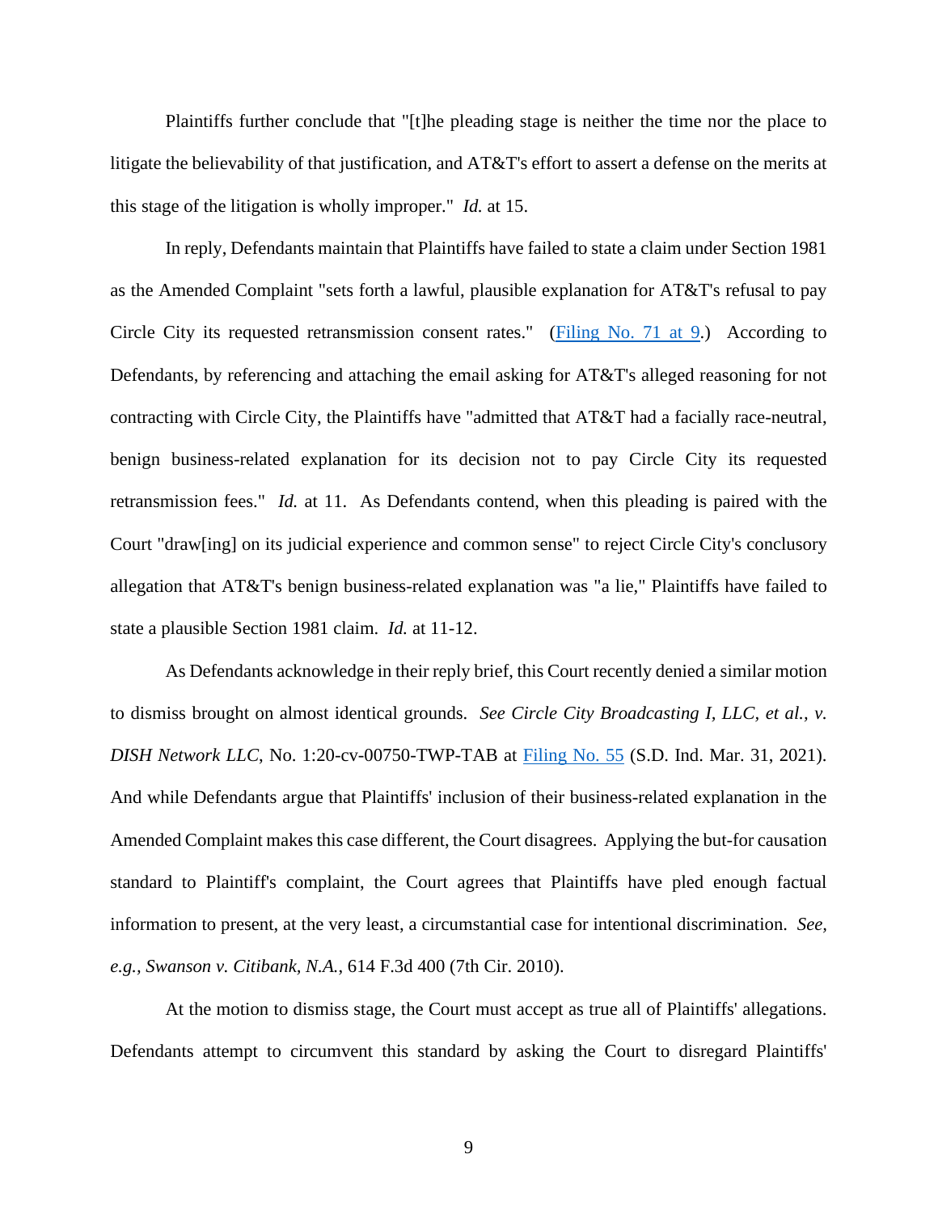Plaintiffs further conclude that "[t]he pleading stage is neither the time nor the place to litigate the believability of that justification, and AT&T's effort to assert a defense on the merits at this stage of the litigation is wholly improper." *Id.* at 15.

In reply, Defendants maintain that Plaintiffs have failed to state a claim under Section 1981 as the Amended Complaint "sets forth a lawful, plausible explanation for AT&T's refusal to pay Circle City its requested retransmission consent rates." (Filing No. 71 at 9.) According to Defendants, by referencing and attaching the email asking for AT&T's alleged reasoning for not contracting with Circle City, the Plaintiffs have "admitted that AT&T had a facially race-neutral, benign business-related explanation for its decision not to pay Circle City its requested retransmission fees." *Id.* at 11. As Defendants contend, when this pleading is paired with the Court "draw[ing] on its judicial experience and common sense" to reject Circle City's conclusory allegation that AT&T's benign business-related explanation was "a lie," Plaintiffs have failed to state a plausible Section 1981 claim. *Id.* at 11-12.

As Defendants acknowledge in their reply brief, this Court recently denied a similar motion to dismiss brought on almost identical grounds. *See Circle City Broadcasting I, LLC, et al., v. DISH Network LLC*, No. 1:20-cv-00750-TWP-TAB at Filing No. 55 (S.D. Ind. Mar. 31, 2021). And while Defendants argue that Plaintiffs' inclusion of their business-related explanation in the Amended Complaint makes this case different, the Court disagrees. Applying the but-for causation standard to Plaintiff's complaint, the Court agrees that Plaintiffs have pled enough factual information to present, at the very least, a circumstantial case for intentional discrimination. *See, e.g., Swanson v. Citibank, N.A.*, 614 F.3d 400 (7th Cir. 2010).

At the motion to dismiss stage, the Court must accept as true all of Plaintiffs' allegations. Defendants attempt to circumvent this standard by asking the Court to disregard Plaintiffs'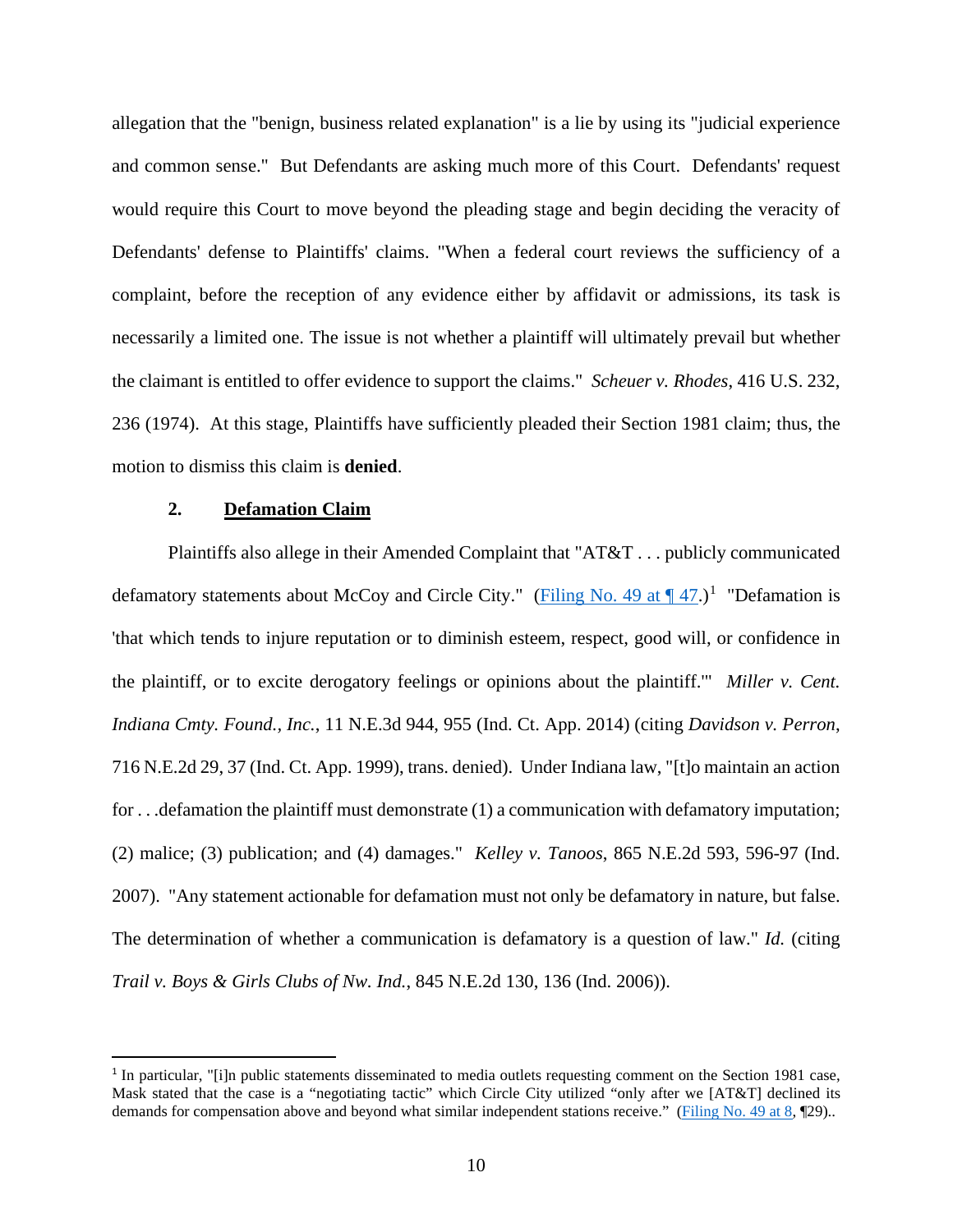allegation that the "benign, business related explanation" is a lie by using its "judicial experience and common sense." But Defendants are asking much more of this Court. Defendants' request would require this Court to move beyond the pleading stage and begin deciding the veracity of Defendants' defense to Plaintiffs' claims. "When a federal court reviews the sufficiency of a complaint, before the reception of any evidence either by affidavit or admissions, its task is necessarily a limited one. The issue is not whether a plaintiff will ultimately prevail but whether the claimant is entitled to offer evidence to support the claims." *Scheuer v. Rhodes*, 416 U.S. 232, 236 (1974). At this stage, Plaintiffs have sufficiently pleaded their Section 1981 claim; thus, the motion to dismiss this claim is **denied**.

### 2. Defamation Claim

Plaintiffs also allege in their Amended Complaint that "AT&T . . . publicly communicated defamatory statements about McCoy and Circle City." (Filing No. 49 at ¶ 47.)[1] "Defamation is 'that which tends to injure reputation or to diminish esteem, respect, good will, or confidence in the plaintiff, or to excite derogatory feelings or opinions about the plaintiff.'" *Miller v. Cent. Indiana Cmty. Found., Inc.*, 11 N.E.3d 944, 955 (Ind. Ct. App. 2014) (citing *Davidson v. Perron*, 716 N.E.2d 29, 37 (Ind. Ct. App. 1999), trans. denied). Under Indiana law, "[t]o maintain an action for . . .defamation the plaintiff must demonstrate (1) a communication with defamatory imputation; (2) malice; (3) publication; and (4) damages." *Kelley v. Tanoos*, 865 N.E.2d 593, 596-97 (Ind. 2007). "Any statement actionable for defamation must not only be defamatory in nature, but false. The determination of whether a communication is defamatory is a question of law." *Id.* (citing *Trail v. Boys & Girls Clubs of Nw. Ind.*, 845 N.E.2d 130, 136 (Ind. 2006)).

---

[1] In particular, "[i]n public statements disseminated to media outlets requesting comment on the Section 1981 case, Mask stated that the case is a "negotiating tactic" which Circle City utilized "only after we [AT&T] declined its demands for compensation above and beyond what similar independent stations receive." (Filing No. 49 at 8, ¶29)..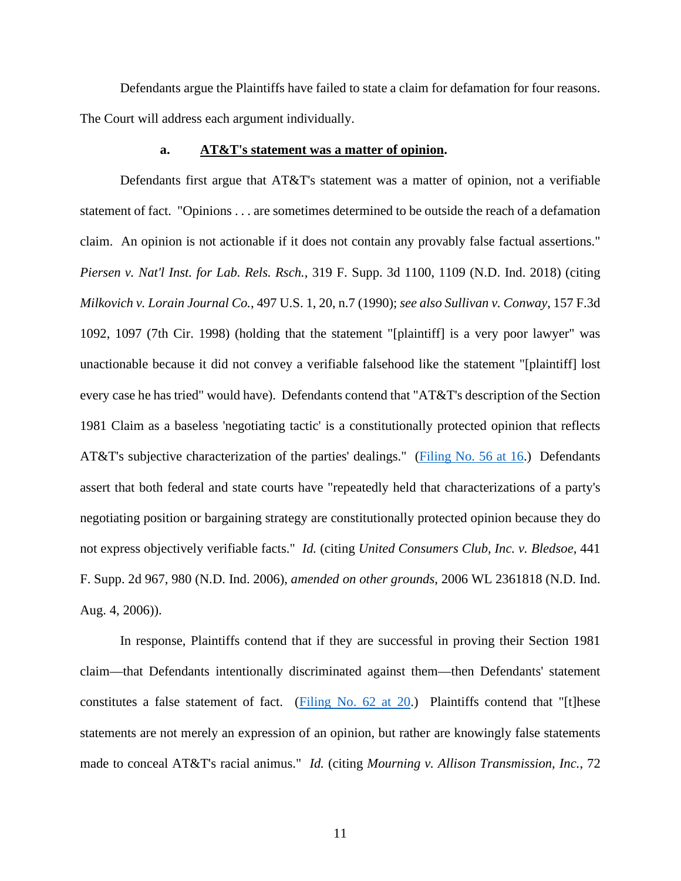Defendants argue the Plaintiffs have failed to state a claim for defamation for four reasons. The Court will address each argument individually.

**a. <u>AT&T's statement was a matter of opinion</u>.**

Defendants first argue that AT&T's statement was a matter of opinion, not a verifiable statement of fact. "Opinions . . . are sometimes determined to be outside the reach of a defamation claim. An opinion is not actionable if it does not contain any provably false factual assertions." *Piersen v. Nat'l Inst. for Lab. Rels. Rsch.*, 319 F. Supp. 3d 1100, 1109 (N.D. Ind. 2018) (citing *Milkovich v. Lorain Journal Co.*, 497 U.S. 1, 20, n.7 (1990); *see also Sullivan v. Conway*, 157 F.3d 1092, 1097 (7th Cir. 1998) (holding that the statement "[plaintiff] is a very poor lawyer" was unactionable because it did not convey a verifiable falsehood like the statement "[plaintiff] lost every case he has tried" would have). Defendants contend that "AT&T's description of the Section 1981 Claim as a baseless 'negotiating tactic' is a constitutionally protected opinion that reflects AT&T's subjective characterization of the parties' dealings." (Filing No. 56 at 16.) Defendants assert that both federal and state courts have "repeatedly held that characterizations of a party's negotiating position or bargaining strategy are constitutionally protected opinion because they do not express objectively verifiable facts." *Id.* (citing *United Consumers Club, Inc. v. Bledsoe*, 441 F. Supp. 2d 967, 980 (N.D. Ind. 2006), *amended on other grounds*, 2006 WL 2361818 (N.D. Ind. Aug. 4, 2006)).

In response, Plaintiffs contend that if they are successful in proving their Section 1981 claim—that Defendants intentionally discriminated against them—then Defendants' statement constitutes a false statement of fact. (Filing No. 62 at 20.) Plaintiffs contend that "[t]hese statements are not merely an expression of an opinion, but rather are knowingly false statements made to conceal AT&T's racial animus." *Id.* (citing *Mourning v. Allison Transmission, Inc.*, 72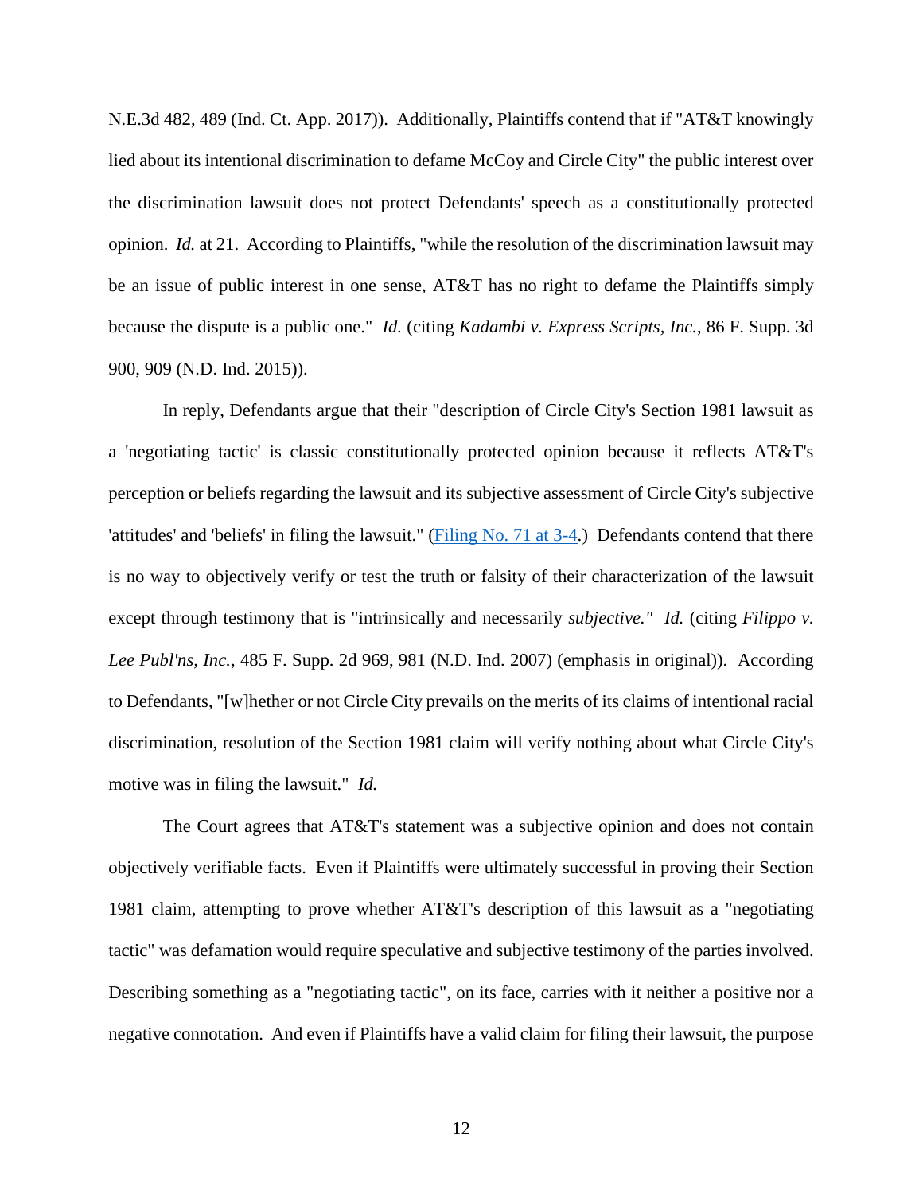N.E.3d 482, 489 (Ind. Ct. App. 2017)). Additionally, Plaintiffs contend that if "AT&T knowingly lied about its intentional discrimination to defame McCoy and Circle City" the public interest over the discrimination lawsuit does not protect Defendants' speech as a constitutionally protected opinion. *Id.* at 21. According to Plaintiffs, "while the resolution of the discrimination lawsuit may be an issue of public interest in one sense, AT&T has no right to defame the Plaintiffs simply because the dispute is a public one." *Id.* (citing *Kadambi v. Express Scripts, Inc.*, 86 F. Supp. 3d 900, 909 (N.D. Ind. 2015)).

In reply, Defendants argue that their "description of Circle City's Section 1981 lawsuit as a 'negotiating tactic' is classic constitutionally protected opinion because it reflects AT&T's perception or beliefs regarding the lawsuit and its subjective assessment of Circle City's subjective 'attitudes' and 'beliefs' in filing the lawsuit." (Filing No. 71 at 3-4.) Defendants contend that there is no way to objectively verify or test the truth or falsity of their characterization of the lawsuit except through testimony that is "intrinsically and necessarily *subjective." Id.* (citing *Filippo v. Lee Publ'ns, Inc.*, 485 F. Supp. 2d 969, 981 (N.D. Ind. 2007) (emphasis in original)). According to Defendants, "[w]hether or not Circle City prevails on the merits of its claims of intentional racial discrimination, resolution of the Section 1981 claim will verify nothing about what Circle City's motive was in filing the lawsuit." *Id.*

The Court agrees that AT&T's statement was a subjective opinion and does not contain objectively verifiable facts. Even if Plaintiffs were ultimately successful in proving their Section 1981 claim, attempting to prove whether AT&T's description of this lawsuit as a "negotiating tactic" was defamation would require speculative and subjective testimony of the parties involved. Describing something as a "negotiating tactic", on its face, carries with it neither a positive nor a negative connotation. And even if Plaintiffs have a valid claim for filing their lawsuit, the purpose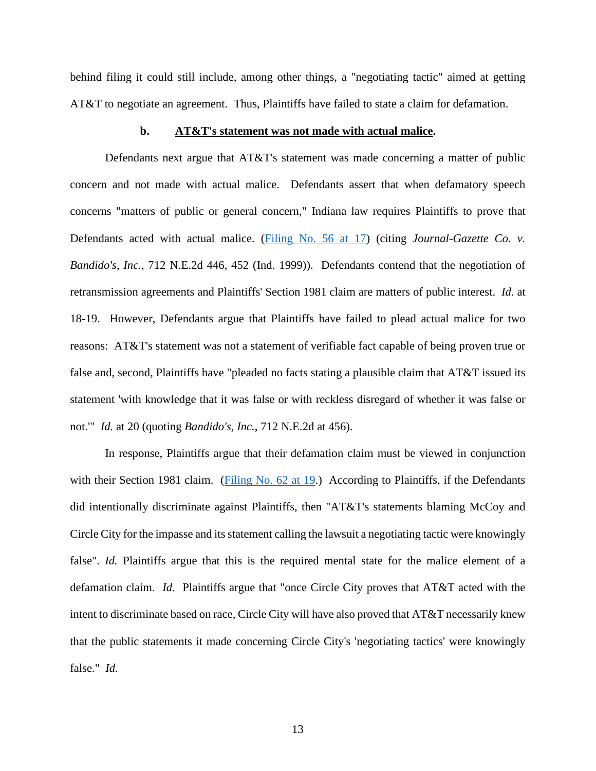behind filing it could still include, among other things, a "negotiating tactic" aimed at getting AT&T to negotiate an agreement. Thus, Plaintiffs have failed to state a claim for defamation.

**b. <u>AT&T's statement was not made with actual malice</u>.**

Defendants next argue that AT&T's statement was made concerning a matter of public concern and not made with actual malice. Defendants assert that when defamatory speech concerns "matters of public or general concern," Indiana law requires Plaintiffs to prove that Defendants acted with actual malice. (Filing No. 56 at 17) (citing *Journal-Gazette Co. v. Bandido's, Inc.*, 712 N.E.2d 446, 452 (Ind. 1999)). Defendants contend that the negotiation of retransmission agreements and Plaintiffs' Section 1981 claim are matters of public interest. *Id.* at 18-19. However, Defendants argue that Plaintiffs have failed to plead actual malice for two reasons: AT&T's statement was not a statement of verifiable fact capable of being proven true or false and, second, Plaintiffs have "pleaded no facts stating a plausible claim that AT&T issued its statement 'with knowledge that it was false or with reckless disregard of whether it was false or not.'" *Id.* at 20 (quoting *Bandido's, Inc.*, 712 N.E.2d at 456).

In response, Plaintiffs argue that their defamation claim must be viewed in conjunction with their Section 1981 claim. (Filing No. 62 at 19.) According to Plaintiffs, if the Defendants did intentionally discriminate against Plaintiffs, then "AT&T's statements blaming McCoy and Circle City for the impasse and its statement calling the lawsuit a negotiating tactic were knowingly false". *Id.* Plaintiffs argue that this is the required mental state for the malice element of a defamation claim. *Id.* Plaintiffs argue that "once Circle City proves that AT&T acted with the intent to discriminate based on race, Circle City will have also proved that AT&T necessarily knew that the public statements it made concerning Circle City's 'negotiating tactics' were knowingly false." *Id.*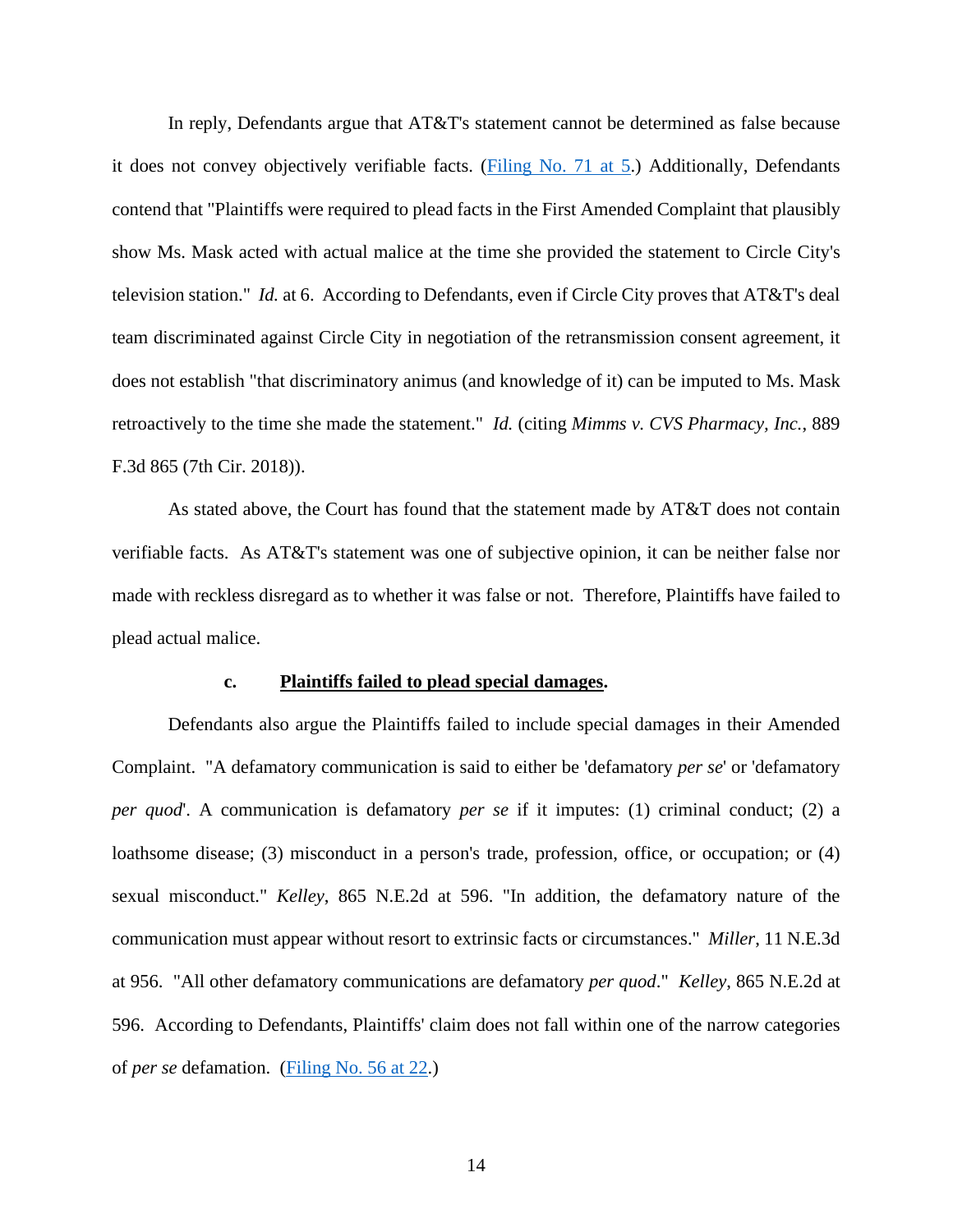In reply, Defendants argue that AT&T's statement cannot be determined as false because it does not convey objectively verifiable facts. (Filing No. 71 at 5.) Additionally, Defendants contend that "Plaintiffs were required to plead facts in the First Amended Complaint that plausibly show Ms. Mask acted with actual malice at the time she provided the statement to Circle City's television station." *Id.* at 6. According to Defendants, even if Circle City proves that AT&T's deal team discriminated against Circle City in negotiation of the retransmission consent agreement, it does not establish "that discriminatory animus (and knowledge of it) can be imputed to Ms. Mask retroactively to the time she made the statement." *Id.* (citing *Mimms v. CVS Pharmacy, Inc.*, 889 F.3d 865 (7th Cir. 2018)).

As stated above, the Court has found that the statement made by AT&T does not contain verifiable facts. As AT&T's statement was one of subjective opinion, it can be neither false nor made with reckless disregard as to whether it was false or not. Therefore, Plaintiffs have failed to plead actual malice.

**c. <u>Plaintiffs failed to plead special damages</u>.**

Defendants also argue the Plaintiffs failed to include special damages in their Amended Complaint. "A defamatory communication is said to either be 'defamatory *per se*' or 'defamatory *per quod*'. A communication is defamatory *per se* if it imputes: (1) criminal conduct; (2) a loathsome disease; (3) misconduct in a person's trade, profession, office, or occupation; or (4) sexual misconduct." *Kelley*, 865 N.E.2d at 596. "In addition, the defamatory nature of the communication must appear without resort to extrinsic facts or circumstances." *Miller*, 11 N.E.3d at 956. "All other defamatory communications are defamatory *per quod*." *Kelley*, 865 N.E.2d at 596. According to Defendants, Plaintiffs' claim does not fall within one of the narrow categories of *per se* defamation. (Filing No. 56 at 22.)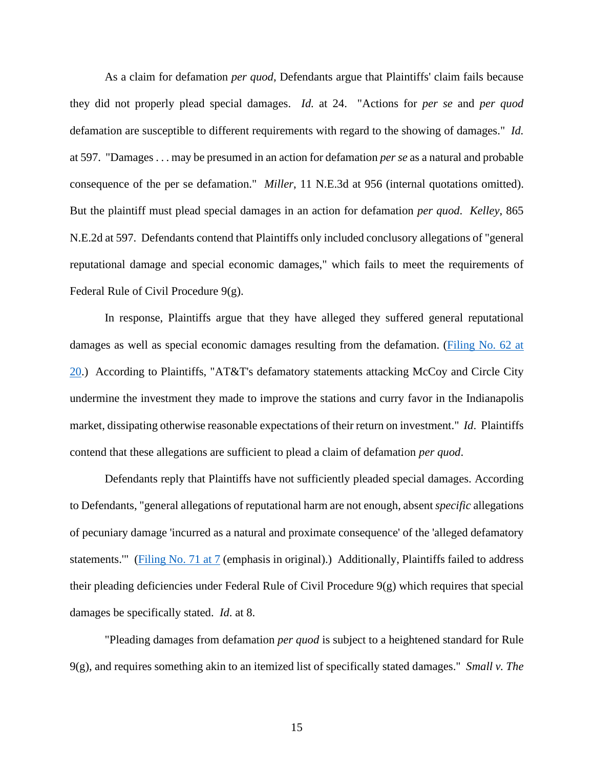As a claim for defamation *per quod*, Defendants argue that Plaintiffs' claim fails because they did not properly plead special damages. *Id.* at 24. "Actions for *per se* and *per quod* defamation are susceptible to different requirements with regard to the showing of damages." *Id.* at 597. "Damages . . . may be presumed in an action for defamation *per se* as a natural and probable consequence of the per se defamation." *Miller*, 11 N.E.3d at 956 (internal quotations omitted). But the plaintiff must plead special damages in an action for defamation *per quod*. *Kelley*, 865 N.E.2d at 597. Defendants contend that Plaintiffs only included conclusory allegations of "general reputational damage and special economic damages," which fails to meet the requirements of Federal Rule of Civil Procedure 9(g).

In response, Plaintiffs argue that they have alleged they suffered general reputational damages as well as special economic damages resulting from the defamation. (Filing No. 62 at 20.) According to Plaintiffs, "AT&T's defamatory statements attacking McCoy and Circle City undermine the investment they made to improve the stations and curry favor in the Indianapolis market, dissipating otherwise reasonable expectations of their return on investment." *Id*. Plaintiffs contend that these allegations are sufficient to plead a claim of defamation *per quod*.

Defendants reply that Plaintiffs have not sufficiently pleaded special damages. According to Defendants, "general allegations of reputational harm are not enough, absent *specific* allegations of pecuniary damage 'incurred as a natural and proximate consequence' of the 'alleged defamatory statements.'" (Filing No. 71 at 7 (emphasis in original).) Additionally, Plaintiffs failed to address their pleading deficiencies under Federal Rule of Civil Procedure 9(g) which requires that special damages be specifically stated. *Id*. at 8.

"Pleading damages from defamation *per quod* is subject to a heightened standard for Rule 9(g), and requires something akin to an itemized list of specifically stated damages." *Small v. The*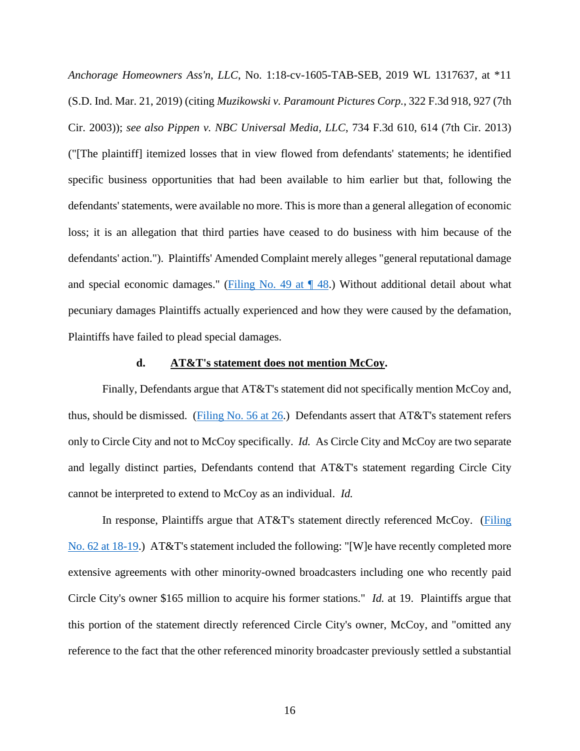*Anchorage Homeowners Ass'n, LLC*, No. 1:18-cv-1605-TAB-SEB, 2019 WL 1317637, at *11 (S.D. Ind. Mar. 21, 2019) (citing *Muzikowski v. Paramount Pictures Corp.*, 322 F.3d 918, 927 (7th Cir. 2003)); *see also Pippen v. NBC Universal Media, LLC*, 734 F.3d 610, 614 (7th Cir. 2013) ("[The plaintiff] itemized losses that in view flowed from defendants' statements; he identified specific business opportunities that had been available to him earlier but that, following the defendants' statements, were available no more. This is more than a general allegation of economic loss; it is an allegation that third parties have ceased to do business with him because of the defendants' action."). Plaintiffs' Amended Complaint merely alleges "general reputational damage and special economic damages." (Filing No. 49 at ¶ 48.) Without additional detail about what pecuniary damages Plaintiffs actually experienced and how they were caused by the defamation, Plaintiffs have failed to plead special damages.

**d. AT&T's statement does not mention McCoy.**

Finally, Defendants argue that AT&T's statement did not specifically mention McCoy and, thus, should be dismissed. (Filing No. 56 at 26.) Defendants assert that AT&T's statement refers only to Circle City and not to McCoy specifically. *Id.* As Circle City and McCoy are two separate and legally distinct parties, Defendants contend that AT&T's statement regarding Circle City cannot be interpreted to extend to McCoy as an individual. *Id.*

In response, Plaintiffs argue that AT&T's statement directly referenced McCoy. (Filing No. 62 at 18-19.) AT&T's statement included the following: "[W]e have recently completed more extensive agreements with other minority-owned broadcasters including one who recently paid Circle City's owner $165 million to acquire his former stations." *Id.* at 19. Plaintiffs argue that this portion of the statement directly referenced Circle City's owner, McCoy, and "omitted any reference to the fact that the other referenced minority broadcaster previously settled a substantial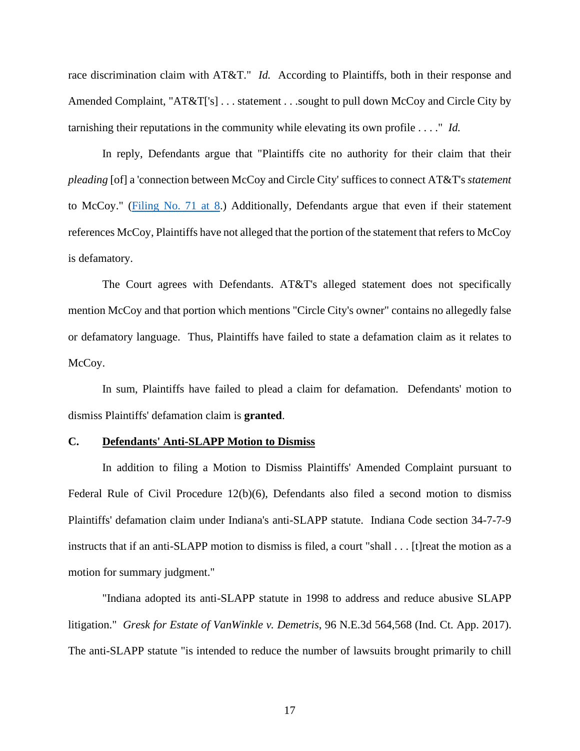race discrimination claim with AT&T." *Id.* According to Plaintiffs, both in their response and Amended Complaint, "AT&T['s] . . . statement . . .sought to pull down McCoy and Circle City by tarnishing their reputations in the community while elevating its own profile . . . ." *Id.*

In reply, Defendants argue that "Plaintiffs cite no authority for their claim that their *pleading* [of] a 'connection between McCoy and Circle City' suffices to connect AT&T's *statement* to McCoy." (Filing No. 71 at 8.) Additionally, Defendants argue that even if their statement references McCoy, Plaintiffs have not alleged that the portion of the statement that refers to McCoy is defamatory.

The Court agrees with Defendants. AT&T's alleged statement does not specifically mention McCoy and that portion which mentions "Circle City's owner" contains no allegedly false or defamatory language. Thus, Plaintiffs have failed to state a defamation claim as it relates to McCoy.

In sum, Plaintiffs have failed to plead a claim for defamation. Defendants' motion to dismiss Plaintiffs' defamation claim is **granted**.

### C. Defendants' Anti-SLAPP Motion to Dismiss

In addition to filing a Motion to Dismiss Plaintiffs' Amended Complaint pursuant to Federal Rule of Civil Procedure 12(b)(6), Defendants also filed a second motion to dismiss Plaintiffs' defamation claim under Indiana's anti-SLAPP statute. Indiana Code section 34-7-7-9 instructs that if an anti-SLAPP motion to dismiss is filed, a court "shall . . . [t]reat the motion as a motion for summary judgment."

"Indiana adopted its anti-SLAPP statute in 1998 to address and reduce abusive SLAPP litigation." *Gresk for Estate of VanWinkle v. Demetris*, 96 N.E.3d 564,568 (Ind. Ct. App. 2017). The anti-SLAPP statute "is intended to reduce the number of lawsuits brought primarily to chill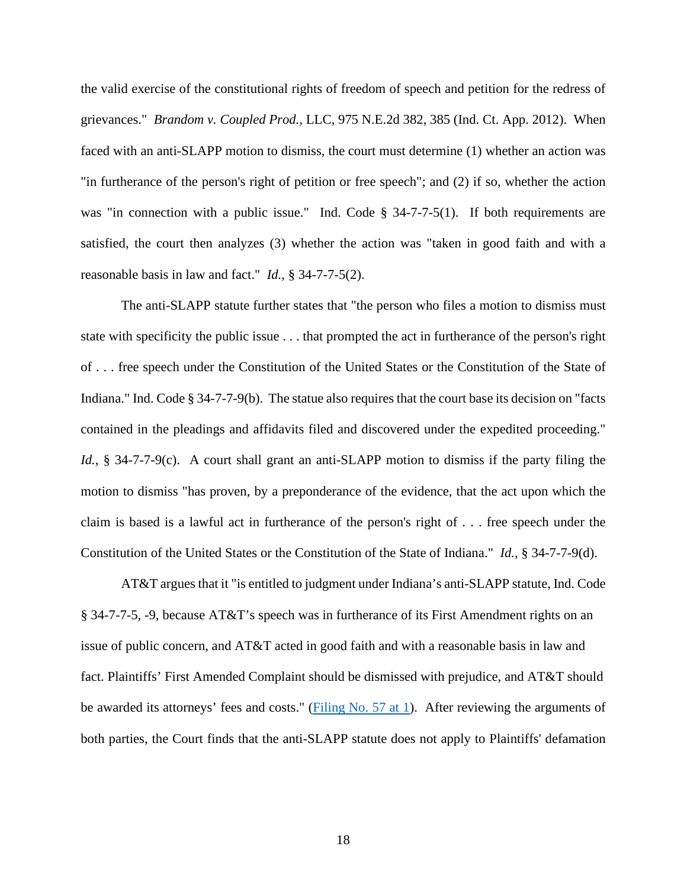the valid exercise of the constitutional rights of freedom of speech and petition for the redress of grievances." *Brandom v. Coupled Prod.*, LLC, 975 N.E.2d 382, 385 (Ind. Ct. App. 2012). When faced with an anti-SLAPP motion to dismiss, the court must determine (1) whether an action was "in furtherance of the person's right of petition or free speech"; and (2) if so, whether the action was "in connection with a public issue." Ind. Code § 34-7-7-5(1). If both requirements are satisfied, the court then analyzes (3) whether the action was "taken in good faith and with a reasonable basis in law and fact." *Id.*, § 34-7-7-5(2).

The anti-SLAPP statute further states that "the person who files a motion to dismiss must state with specificity the public issue . . . that prompted the act in furtherance of the person's right of . . . free speech under the Constitution of the United States or the Constitution of the State of Indiana." Ind. Code § 34-7-7-9(b). The statue also requires that the court base its decision on "facts contained in the pleadings and affidavits filed and discovered under the expedited proceeding." *Id.*, § 34-7-7-9(c). A court shall grant an anti-SLAPP motion to dismiss if the party filing the motion to dismiss "has proven, by a preponderance of the evidence, that the act upon which the claim is based is a lawful act in furtherance of the person's right of . . . free speech under the Constitution of the United States or the Constitution of the State of Indiana." *Id.*, § 34-7-7-9(d).

AT&T argues that it "is entitled to judgment under Indiana's anti-SLAPP statute, Ind. Code § 34-7-7-5, -9, because AT&T's speech was in furtherance of its First Amendment rights on an issue of public concern, and AT&T acted in good faith and with a reasonable basis in law and fact. Plaintiffs' First Amended Complaint should be dismissed with prejudice, and AT&T should be awarded its attorneys' fees and costs." (Filing No. 57 at 1). After reviewing the arguments of both parties, the Court finds that the anti-SLAPP statute does not apply to Plaintiffs' defamation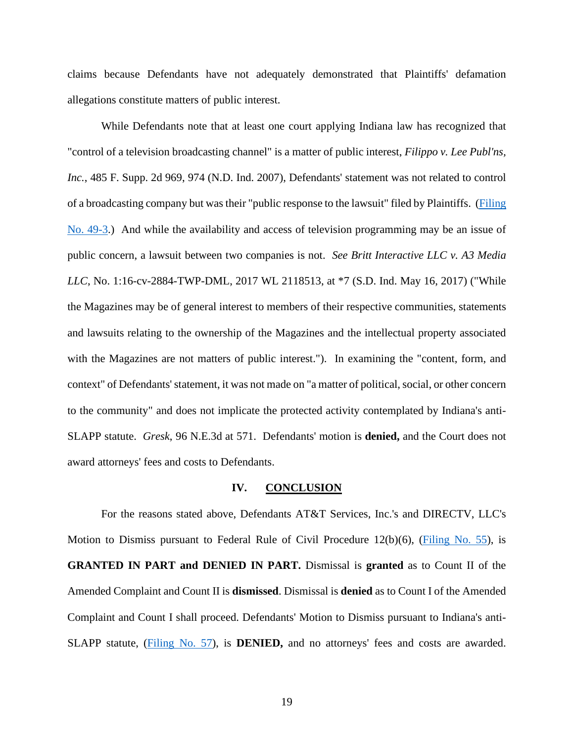claims because Defendants have not adequately demonstrated that Plaintiffs' defamation allegations constitute matters of public interest.

While Defendants note that at least one court applying Indiana law has recognized that "control of a television broadcasting channel" is a matter of public interest, *Filippo v. Lee Publ'ns, Inc.*, 485 F. Supp. 2d 969, 974 (N.D. Ind. 2007), Defendants' statement was not related to control of a broadcasting company but was their "public response to the lawsuit" filed by Plaintiffs. (Filing No. 49-3.) And while the availability and access of television programming may be an issue of public concern, a lawsuit between two companies is not. *See Britt Interactive LLC v. A3 Media LLC*, No. 1:16-cv-2884-TWP-DML, 2017 WL 2118513, at *7 (S.D. Ind. May 16, 2017) ("While the Magazines may be of general interest to members of their respective communities, statements and lawsuits relating to the ownership of the Magazines and the intellectual property associated with the Magazines are not matters of public interest."). In examining the "content, form, and context" of Defendants' statement, it was not made on "a matter of political, social, or other concern to the community" and does not implicate the protected activity contemplated by Indiana's anti-SLAPP statute. *Gresk*, 96 N.E.3d at 571. Defendants' motion is **denied,** and the Court does not award attorneys' fees and costs to Defendants.

## IV. CONCLUSION

For the reasons stated above, Defendants AT&T Services, Inc.'s and DIRECTV, LLC's Motion to Dismiss pursuant to Federal Rule of Civil Procedure 12(b)(6), (Filing No. 55), is **GRANTED IN PART and DENIED IN PART.** Dismissal is **granted** as to Count II of the Amended Complaint and Count II is **dismissed**. Dismissal is **denied** as to Count I of the Amended Complaint and Count I shall proceed. Defendants' Motion to Dismiss pursuant to Indiana's anti-SLAPP statute, (Filing No. 57), is **DENIED,** and no attorneys' fees and costs are awarded.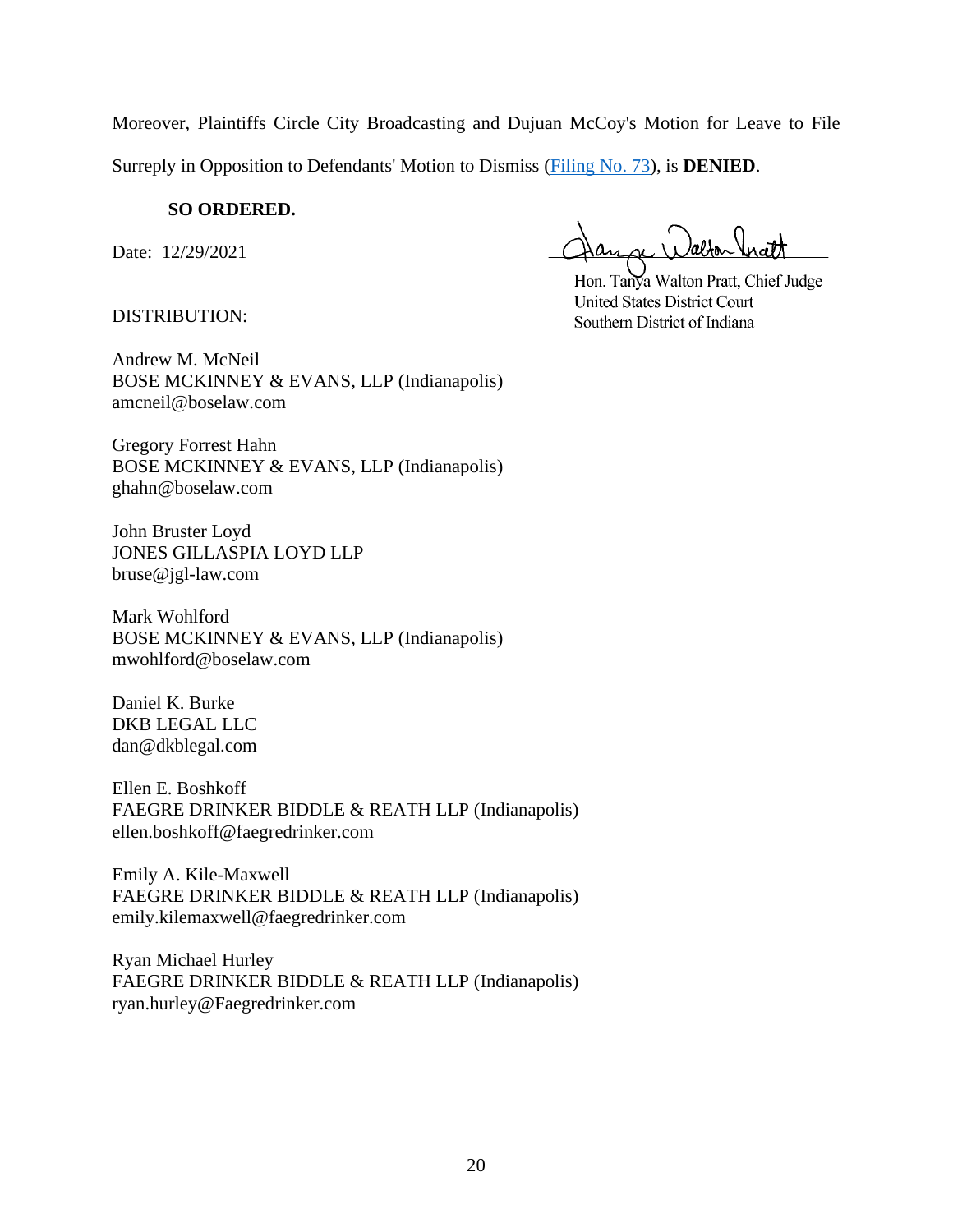Moreover, Plaintiffs Circle City Broadcasting and Dujuan McCoy's Motion for Leave to File Surreply in Opposition to Defendants' Motion to Dismiss (Filing No. 73), is **DENIED**.

**SO ORDERED.**

Date: 12/29/2021

Hon. Tanya Walton Pratt, Chief Judge
United States District Court
Southern District of Indiana

DISTRIBUTION:

Andrew M. McNeil
BOSE MCKINNEY & EVANS, LLP (Indianapolis)
amcneil@boselaw.com

Gregory Forrest Hahn
BOSE MCKINNEY & EVANS, LLP (Indianapolis)
ghahn@boselaw.com

John Bruster Loyd
JONES GILLASPIA LOYD LLP
bruse@jgl-law.com

Mark Wohlford
BOSE MCKINNEY & EVANS, LLP (Indianapolis)
mwohlford@boselaw.com

Daniel K. Burke
DKB LEGAL LLC
dan@dkblegal.com

Ellen E. Boshkoff
FAEGRE DRINKER BIDDLE & REATH LLP (Indianapolis)
ellen.boshkoff@faegredrinker.com

Emily A. Kile-Maxwell
FAEGRE DRINKER BIDDLE & REATH LLP (Indianapolis)
emily.kilemaxwell@faegredrinker.com

Ryan Michael Hurley
FAEGRE DRINKER BIDDLE & REATH LLP (Indianapolis)
ryan.hurley@Faegredrinker.com